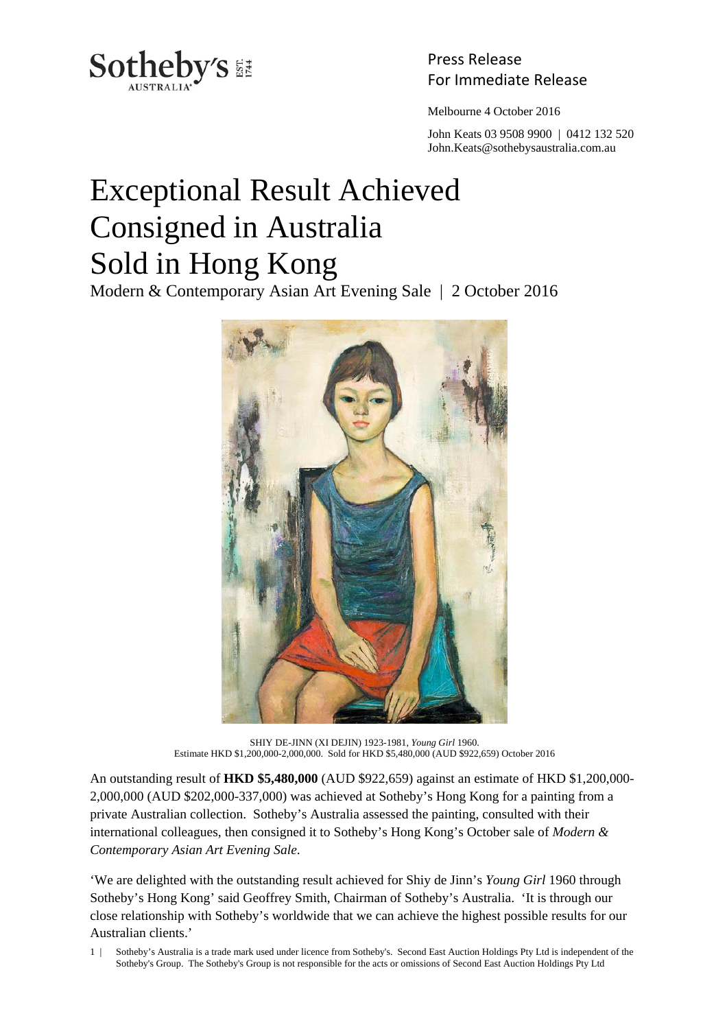Press Release
For Immediate Release

Melbourne 4 October 2016

John Keats 03 9508 9900 | 0412 132 520
John.Keats@sothebysaustralia.com.au

# Exceptional Result Achieved Consigned in Australia Sold in Hong Kong

Modern & Contemporary Asian Art Evening Sale | 2 October 2016

SHIY DE-JINN (XI DEJIN) 1923-1981, *Young Girl* 1960.
Estimate HKD $1,200,000-2,000,000. Sold for HKD $5,480,000 (AUD $922,659) October 2016

An outstanding result of **HKD $5,480,000** (AUD $922,659) against an estimate of HKD $1,200,000-2,000,000 (AUD $202,000-337,000) was achieved at Sotheby's Hong Kong for a painting from a private Australian collection. Sotheby's Australia assessed the painting, consulted with their international colleagues, then consigned it to Sotheby's Hong Kong's October sale of *Modern & Contemporary Asian Art Evening Sale*.

'We are delighted with the outstanding result achieved for Shiy de Jinn's *Young Girl* 1960 through Sotheby's Hong Kong' said Geoffrey Smith, Chairman of Sotheby's Australia. 'It is through our close relationship with Sotheby's worldwide that we can achieve the highest possible results for our Australian clients.'

Sotheby's Australia is a trade mark used under licence from Sotheby's. Second East Auction Holdings Pty Ltd is independent of the Sotheby's Group. The Sotheby's Group is not responsible for the acts or omissions of Second East Auction Holdings Pty Ltd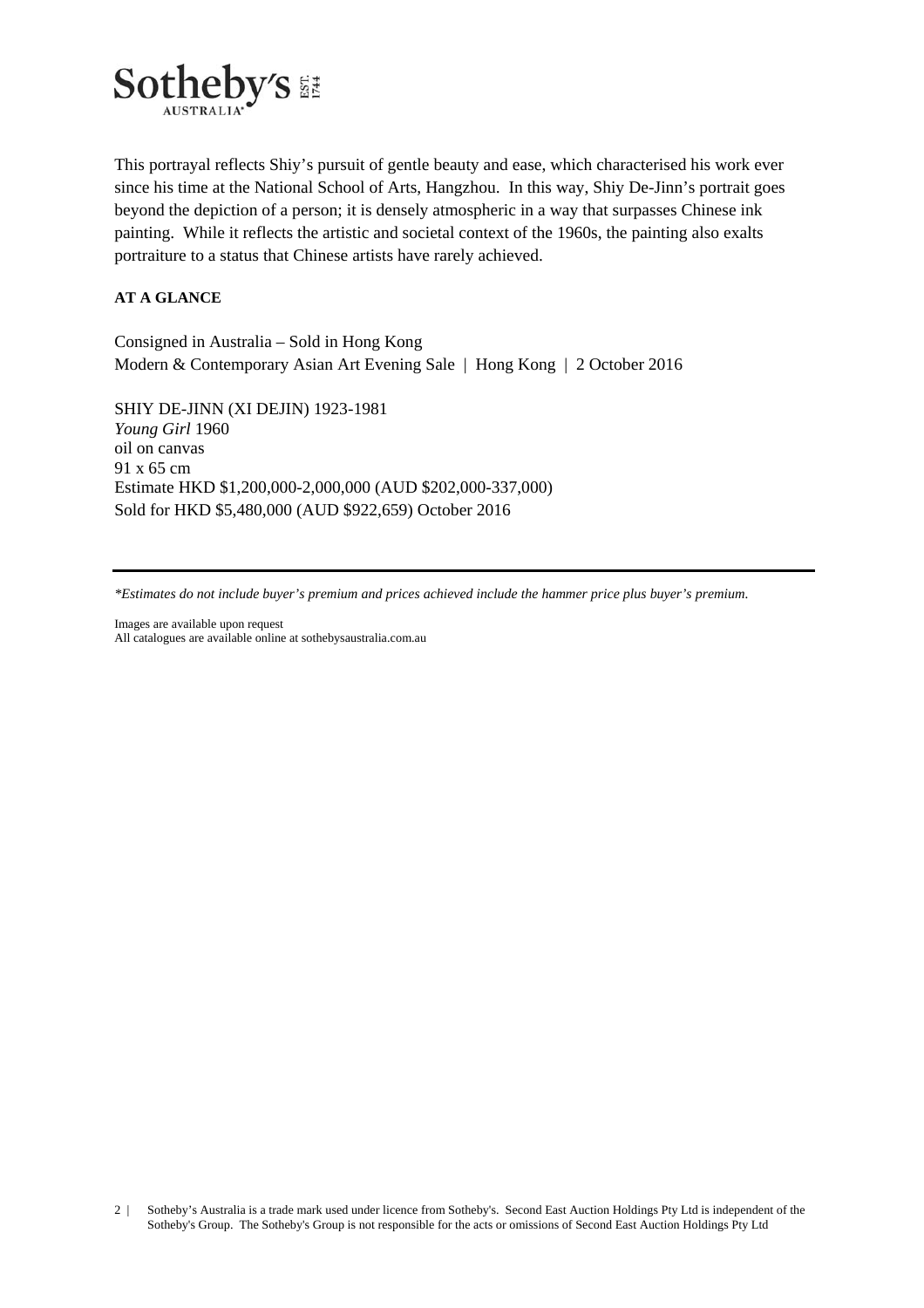This portrayal reflects Shiy's pursuit of gentle beauty and ease, which characterised his work ever since his time at the National School of Arts, Hangzhou. In this way, Shiy De-Jinn's portrait goes beyond the depiction of a person; it is densely atmospheric in a way that surpasses Chinese ink painting. While it reflects the artistic and societal context of the 1960s, the painting also exalts portraiture to a status that Chinese artists have rarely achieved.

**AT A GLANCE**

Consigned in Australia – Sold in Hong Kong
Modern & Contemporary Asian Art Evening Sale | Hong Kong | 2 October 2016

SHIY DE-JINN (XI DEJIN) 1923-1981
*Young Girl* 1960
oil on canvas
91 x 65 cm
Estimate HKD $1,200,000-2,000,000 (AUD $202,000-337,000)
Sold for HKD $5,480,000 (AUD $922,659) October 2016

---

*\*Estimates do not include buyer's premium and prices achieved include the hammer price plus buyer's premium.*

Images are available upon request
All catalogues are available online at sothebysaustralia.com.au

Sotheby's Australia is a trade mark used under licence from Sotheby's. Second East Auction Holdings Pty Ltd is independent of the Sotheby's Group. The Sotheby's Group is not responsible for the acts or omissions of Second East Auction Holdings Pty Ltd